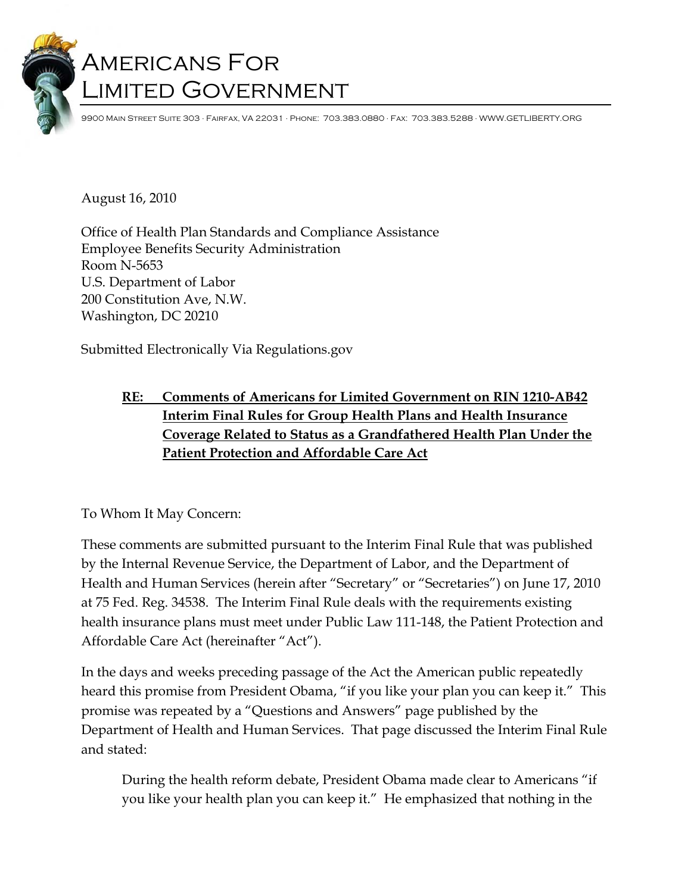# Americans For Limited Government

9900 Main Street Suite 303 · Fairfax, VA 22031 · Phone: 703.383.0880 · Fax: 703.383.5288 · WWW.GETLIBERTY.ORG

August 16, 2010

Office of Health Plan Standards and Compliance Assistance
Employee Benefits Security Administration
Room N-5653
U.S. Department of Labor
200 Constitution Ave, N.W.
Washington, DC 20210

Submitted Electronically Via Regulations.gov

**RE: Comments of Americans for Limited Government on RIN 1210-AB42 Interim Final Rules for Group Health Plans and Health Insurance Coverage Related to Status as a Grandfathered Health Plan Under the Patient Protection and Affordable Care Act**

To Whom It May Concern:

These comments are submitted pursuant to the Interim Final Rule that was published by the Internal Revenue Service, the Department of Labor, and the Department of Health and Human Services (herein after "Secretary" or "Secretaries") on June 17, 2010 at 75 Fed. Reg. 34538. The Interim Final Rule deals with the requirements existing health insurance plans must meet under Public Law 111-148, the Patient Protection and Affordable Care Act (hereinafter "Act").

In the days and weeks preceding passage of the Act the American public repeatedly heard this promise from President Obama, "if you like your plan you can keep it." This promise was repeated by a "Questions and Answers" page published by the Department of Health and Human Services. That page discussed the Interim Final Rule and stated:

> During the health reform debate, President Obama made clear to Americans "if you like your health plan you can keep it." He emphasized that nothing in the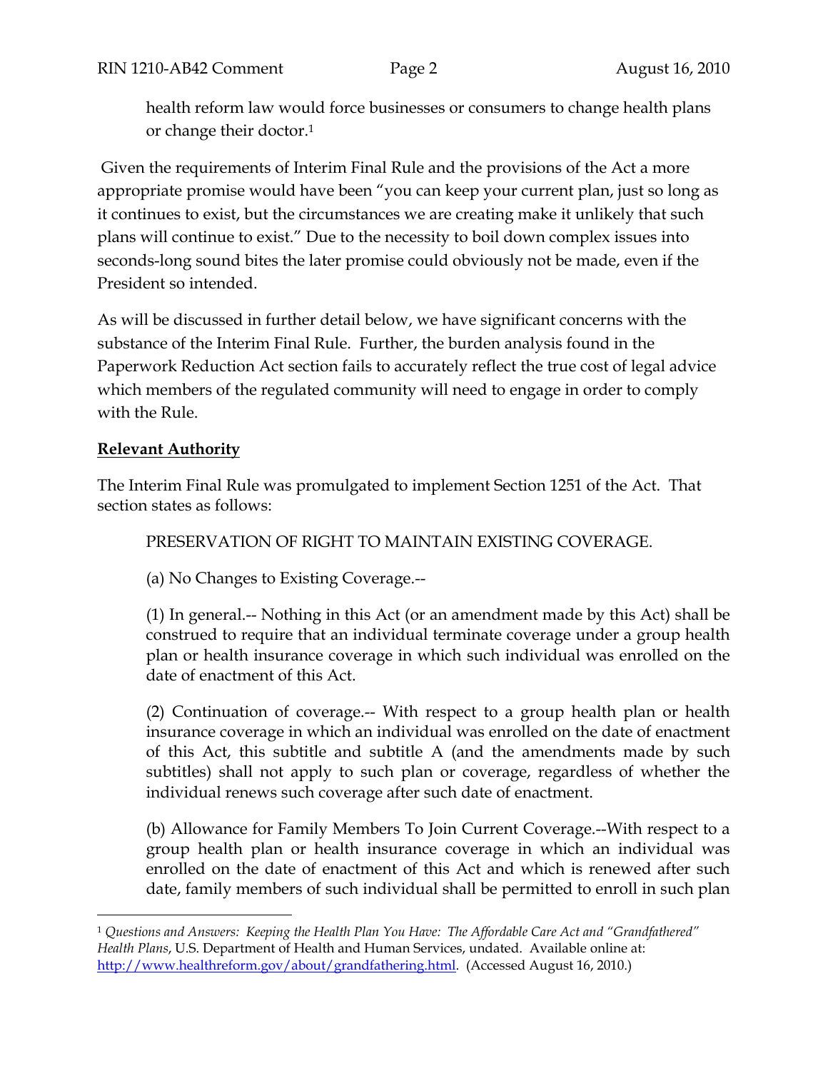> health reform law would force businesses or consumers to change health plans or change their doctor.[1]

Given the requirements of Interim Final Rule and the provisions of the Act a more appropriate promise would have been "you can keep your current plan, just so long as it continues to exist, but the circumstances we are creating make it unlikely that such plans will continue to exist." Due to the necessity to boil down complex issues into seconds-long sound bites the later promise could obviously not be made, even if the President so intended.

As will be discussed in further detail below, we have significant concerns with the substance of the Interim Final Rule. Further, the burden analysis found in the Paperwork Reduction Act section fails to accurately reflect the true cost of legal advice which members of the regulated community will need to engage in order to comply with the Rule.

## Relevant Authority

The Interim Final Rule was promulgated to implement Section 1251 of the Act. That section states as follows:

> PRESERVATION OF RIGHT TO MAINTAIN EXISTING COVERAGE.
>
> (a) No Changes to Existing Coverage.--
>
> (1) In general.-- Nothing in this Act (or an amendment made by this Act) shall be construed to require that an individual terminate coverage under a group health plan or health insurance coverage in which such individual was enrolled on the date of enactment of this Act.
>
> (2) Continuation of coverage.-- With respect to a group health plan or health insurance coverage in which an individual was enrolled on the date of enactment of this Act, this subtitle and subtitle A (and the amendments made by such subtitles) shall not apply to such plan or coverage, regardless of whether the individual renews such coverage after such date of enactment.
>
> (b) Allowance for Family Members To Join Current Coverage.--With respect to a group health plan or health insurance coverage in which an individual was enrolled on the date of enactment of this Act and which is renewed after such date, family members of such individual shall be permitted to enroll in such plan

---

[1] *Questions and Answers: Keeping the Health Plan You Have: The Affordable Care Act and "Grandfathered" Health Plans*, U.S. Department of Health and Human Services, undated. Available online at: http://www.healthreform.gov/about/grandfathering.html. (Accessed August 16, 2010.)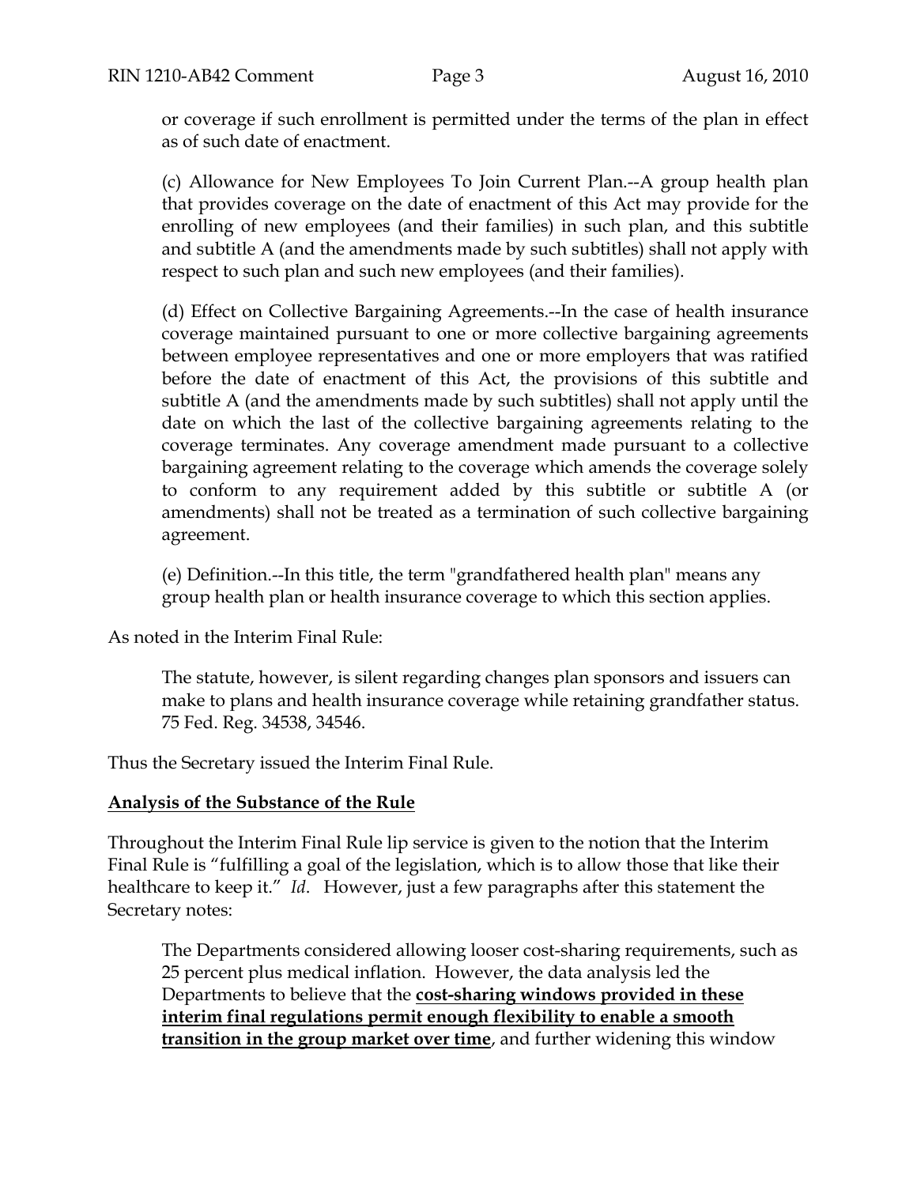> or coverage if such enrollment is permitted under the terms of the plan in effect as of such date of enactment.
>
> (c) Allowance for New Employees To Join Current Plan.--A group health plan that provides coverage on the date of enactment of this Act may provide for the enrolling of new employees (and their families) in such plan, and this subtitle and subtitle A (and the amendments made by such subtitles) shall not apply with respect to such plan and such new employees (and their families).
>
> (d) Effect on Collective Bargaining Agreements.--In the case of health insurance coverage maintained pursuant to one or more collective bargaining agreements between employee representatives and one or more employers that was ratified before the date of enactment of this Act, the provisions of this subtitle and subtitle A (and the amendments made by such subtitles) shall not apply until the date on which the last of the collective bargaining agreements relating to the coverage terminates. Any coverage amendment made pursuant to a collective bargaining agreement relating to the coverage which amends the coverage solely to conform to any requirement added by this subtitle or subtitle A (or amendments) shall not be treated as a termination of such collective bargaining agreement.
>
> (e) Definition.--In this title, the term "grandfathered health plan" means any group health plan or health insurance coverage to which this section applies.

As noted in the Interim Final Rule:

> The statute, however, is silent regarding changes plan sponsors and issuers can make to plans and health insurance coverage while retaining grandfather status. 75 Fed. Reg. 34538, 34546.

Thus the Secretary issued the Interim Final Rule.

**Analysis of the Substance of the Rule**

Throughout the Interim Final Rule lip service is given to the notion that the Interim Final Rule is "fulfilling a goal of the legislation, which is to allow those that like their healthcare to keep it." *Id*. However, just a few paragraphs after this statement the Secretary notes:

> The Departments considered allowing looser cost-sharing requirements, such as 25 percent plus medical inflation. However, the data analysis led the Departments to believe that the **cost-sharing windows provided in these interim final regulations permit enough flexibility to enable a smooth transition in the group market over time**, and further widening this window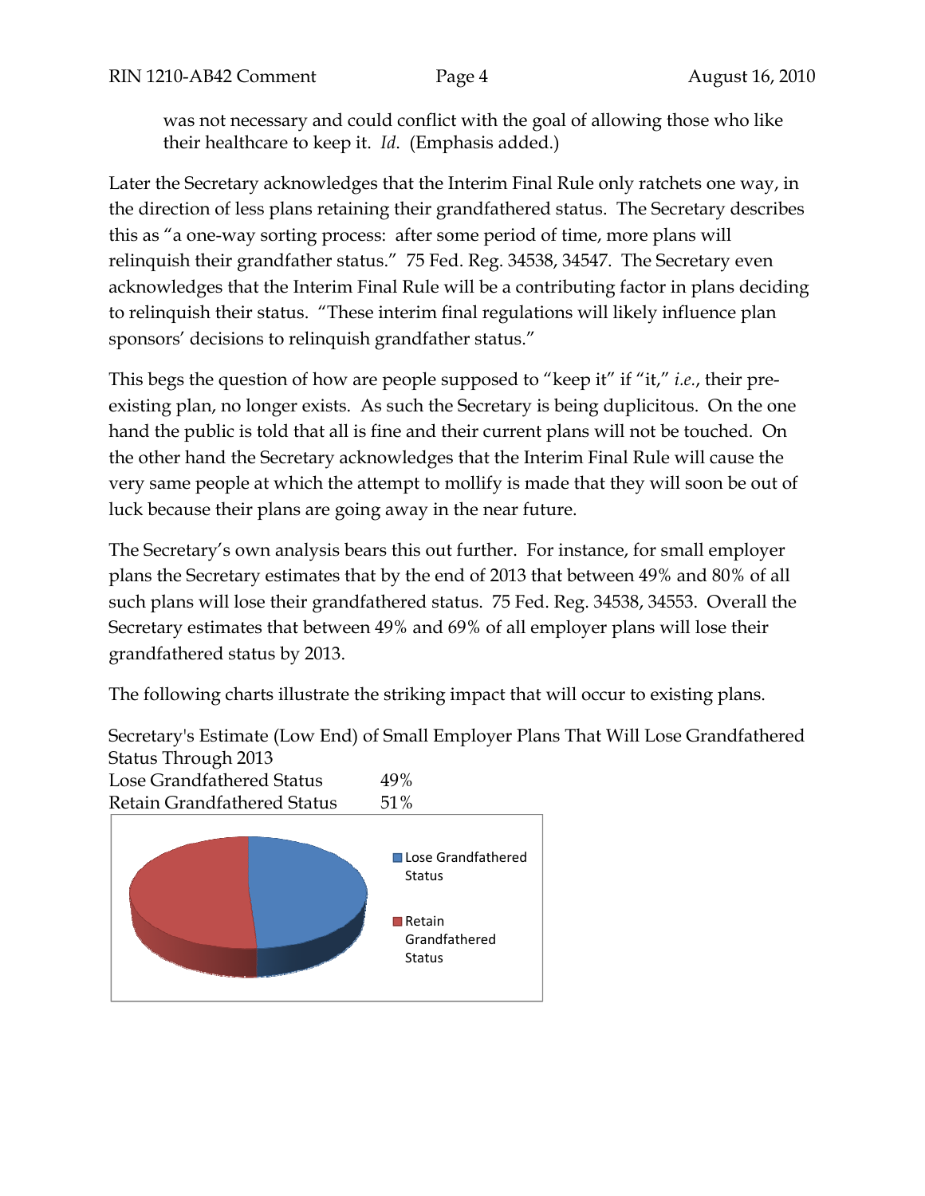was not necessary and could conflict with the goal of allowing those who like their healthcare to keep it. *Id*. (Emphasis added.)

Later the Secretary acknowledges that the Interim Final Rule only ratchets one way, in the direction of less plans retaining their grandfathered status. The Secretary describes this as "a one-way sorting process: after some period of time, more plans will relinquish their grandfather status." 75 Fed. Reg. 34538, 34547. The Secretary even acknowledges that the Interim Final Rule will be a contributing factor in plans deciding to relinquish their status. "These interim final regulations will likely influence plan sponsors' decisions to relinquish grandfather status."

This begs the question of how are people supposed to "keep it" if "it," *i.e.*, their pre-existing plan, no longer exists. As such the Secretary is being duplicitous. On the one hand the public is told that all is fine and their current plans will not be touched. On the other hand the Secretary acknowledges that the Interim Final Rule will cause the very same people at which the attempt to mollify is made that they will soon be out of luck because their plans are going away in the near future.

The Secretary's own analysis bears this out further. For instance, for small employer plans the Secretary estimates that by the end of 2013 that between 49% and 80% of all such plans will lose their grandfathered status. 75 Fed. Reg. 34538, 34553. Overall the Secretary estimates that between 49% and 69% of all employer plans will lose their grandfathered status by 2013.

The following charts illustrate the striking impact that will occur to existing plans.

Secretary's Estimate (Low End) of Small Employer Plans That Will Lose Grandfathered Status Through 2013

| | |
|---|---|
| Lose Grandfathered Status | 49% |
| Retain Grandfathered Status | 51% |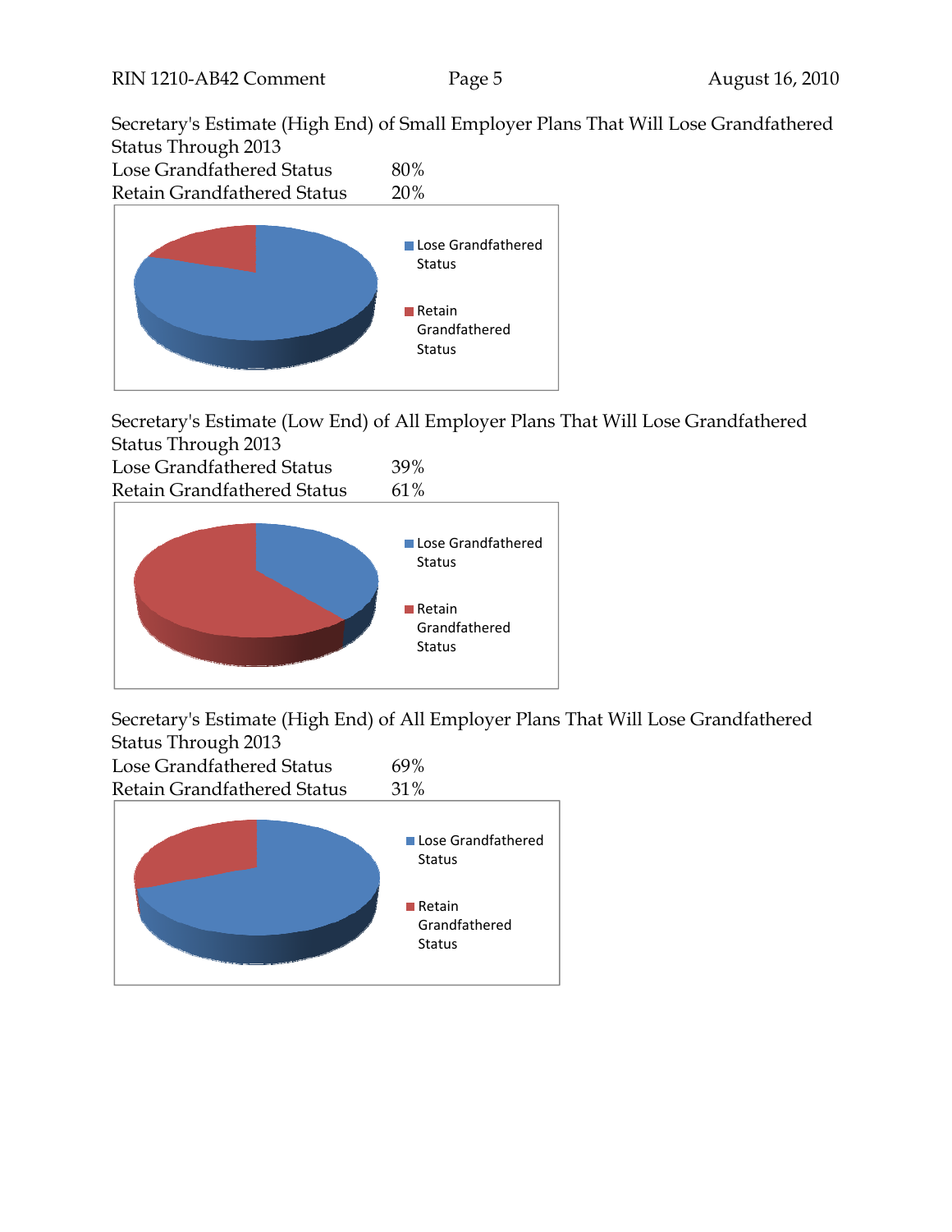Secretary's Estimate (High End) of Small Employer Plans That Will Lose Grandfathered Status Through 2013

| | |
|---|---|
| Lose Grandfathered Status | 80% |
| Retain Grandfathered Status | 20% |

Secretary's Estimate (Low End) of All Employer Plans That Will Lose Grandfathered Status Through 2013

| | |
|---|---|
| Lose Grandfathered Status | 39% |
| Retain Grandfathered Status | 61% |

Secretary's Estimate (High End) of All Employer Plans That Will Lose Grandfathered Status Through 2013

| | |
|---|---|
| Lose Grandfathered Status | 69% |
| Retain Grandfathered Status | 31% |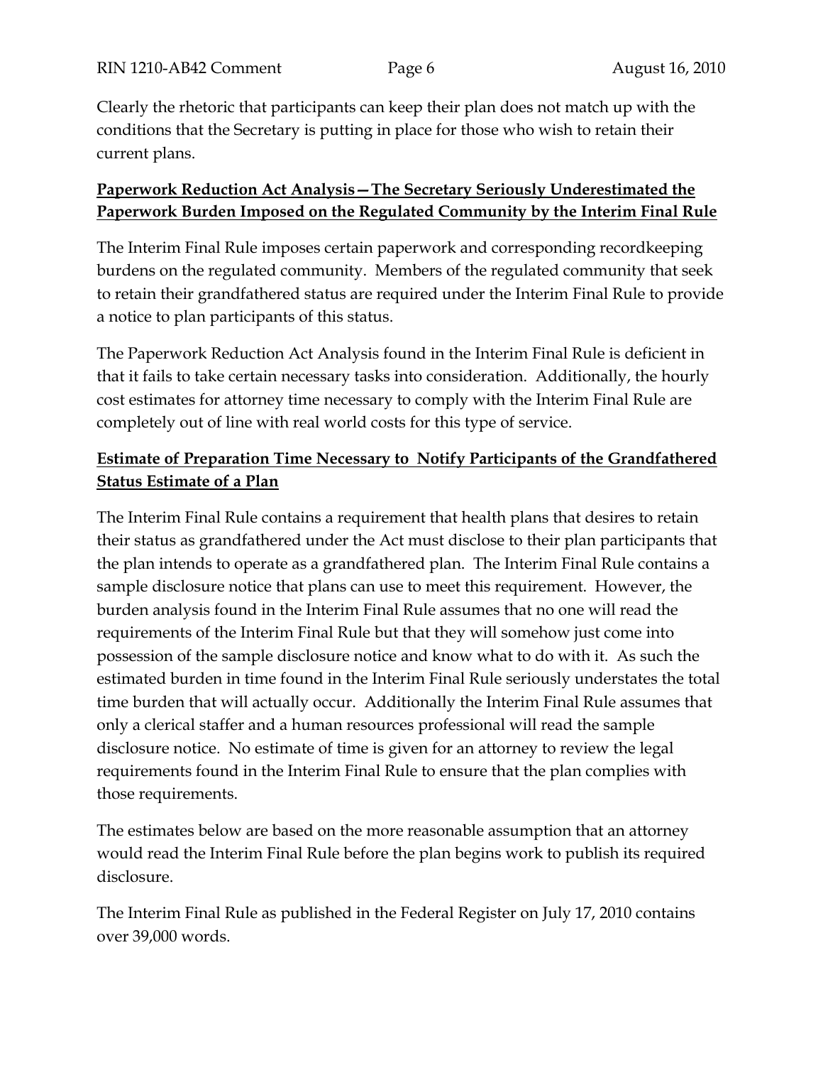Clearly the rhetoric that participants can keep their plan does not match up with the conditions that the Secretary is putting in place for those who wish to retain their current plans.

**Paperwork Reduction Act Analysis—The Secretary Seriously Underestimated the Paperwork Burden Imposed on the Regulated Community by the Interim Final Rule**

The Interim Final Rule imposes certain paperwork and corresponding recordkeeping burdens on the regulated community. Members of the regulated community that seek to retain their grandfathered status are required under the Interim Final Rule to provide a notice to plan participants of this status.

The Paperwork Reduction Act Analysis found in the Interim Final Rule is deficient in that it fails to take certain necessary tasks into consideration. Additionally, the hourly cost estimates for attorney time necessary to comply with the Interim Final Rule are completely out of line with real world costs for this type of service.

**Estimate of Preparation Time Necessary to Notify Participants of the Grandfathered Status Estimate of a Plan**

The Interim Final Rule contains a requirement that health plans that desires to retain their status as grandfathered under the Act must disclose to their plan participants that the plan intends to operate as a grandfathered plan. The Interim Final Rule contains a sample disclosure notice that plans can use to meet this requirement. However, the burden analysis found in the Interim Final Rule assumes that no one will read the requirements of the Interim Final Rule but that they will somehow just come into possession of the sample disclosure notice and know what to do with it. As such the estimated burden in time found in the Interim Final Rule seriously understates the total time burden that will actually occur. Additionally the Interim Final Rule assumes that only a clerical staffer and a human resources professional will read the sample disclosure notice. No estimate of time is given for an attorney to review the legal requirements found in the Interim Final Rule to ensure that the plan complies with those requirements.

The estimates below are based on the more reasonable assumption that an attorney would read the Interim Final Rule before the plan begins work to publish its required disclosure.

The Interim Final Rule as published in the Federal Register on July 17, 2010 contains over 39,000 words.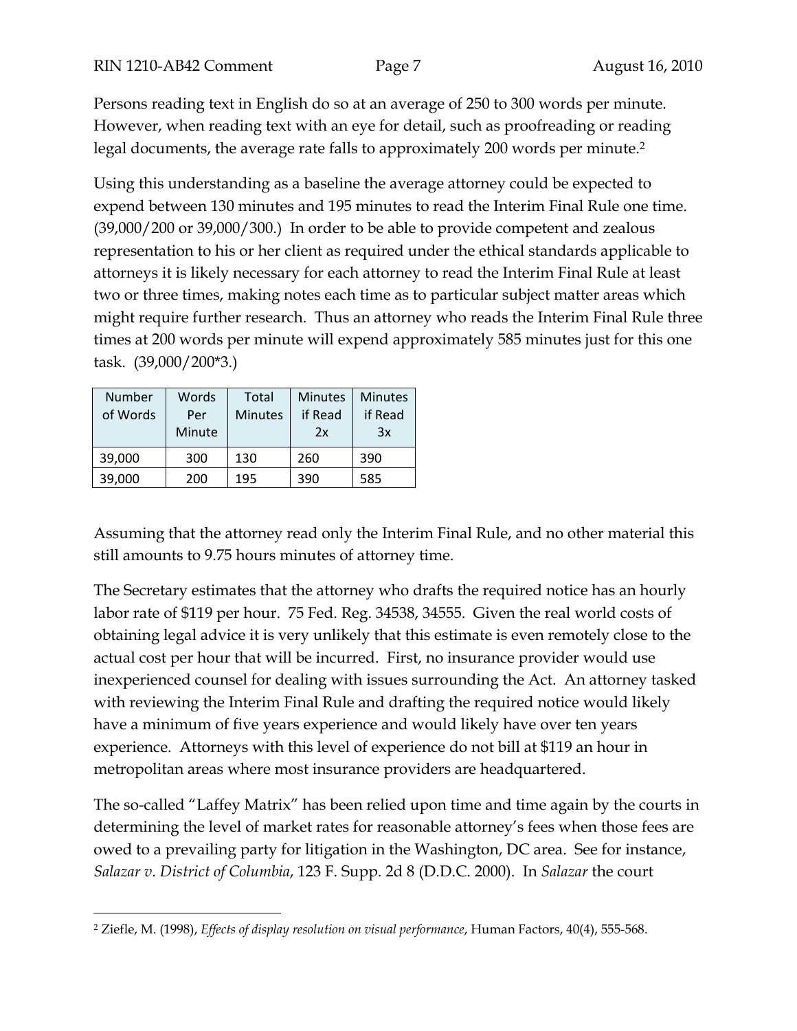Persons reading text in English do so at an average of 250 to 300 words per minute. However, when reading text with an eye for detail, such as proofreading or reading legal documents, the average rate falls to approximately 200 words per minute.[2]

Using this understanding as a baseline the average attorney could be expected to expend between 130 minutes and 195 minutes to read the Interim Final Rule one time. (39,000/200 or 39,000/300.) In order to be able to provide competent and zealous representation to his or her client as required under the ethical standards applicable to attorneys it is likely necessary for each attorney to read the Interim Final Rule at least two or three times, making notes each time as to particular subject matter areas which might require further research. Thus an attorney who reads the Interim Final Rule three times at 200 words per minute will expend approximately 585 minutes just for this one task. (39,000/200*3.)

| Number of Words | Words Per Minute | Total Minutes | Minutes if Read 2x | Minutes if Read 3x |
|---|---|---|---|---|
| 39,000 | 300 | 130 | 260 | 390 |
| 39,000 | 200 | 195 | 390 | 585 |

Assuming that the attorney read only the Interim Final Rule, and no other material this still amounts to 9.75 hours minutes of attorney time.

The Secretary estimates that the attorney who drafts the required notice has an hourly labor rate of $119 per hour. 75 Fed. Reg. 34538, 34555. Given the real world costs of obtaining legal advice it is very unlikely that this estimate is even remotely close to the actual cost per hour that will be incurred. First, no insurance provider would use inexperienced counsel for dealing with issues surrounding the Act. An attorney tasked with reviewing the Interim Final Rule and drafting the required notice would likely have a minimum of five years experience and would likely have over ten years experience. Attorneys with this level of experience do not bill at $119 an hour in metropolitan areas where most insurance providers are headquartered.

The so-called "Laffey Matrix" has been relied upon time and time again by the courts in determining the level of market rates for reasonable attorney's fees when those fees are owed to a prevailing party for litigation in the Washington, DC area. See for instance, *Salazar v. District of Columbia*, 123 F. Supp. 2d 8 (D.D.C. 2000). In *Salazar* the court

---

[2] Ziefle, M. (1998), *Effects of display resolution on visual performance*, Human Factors, 40(4), 555-568.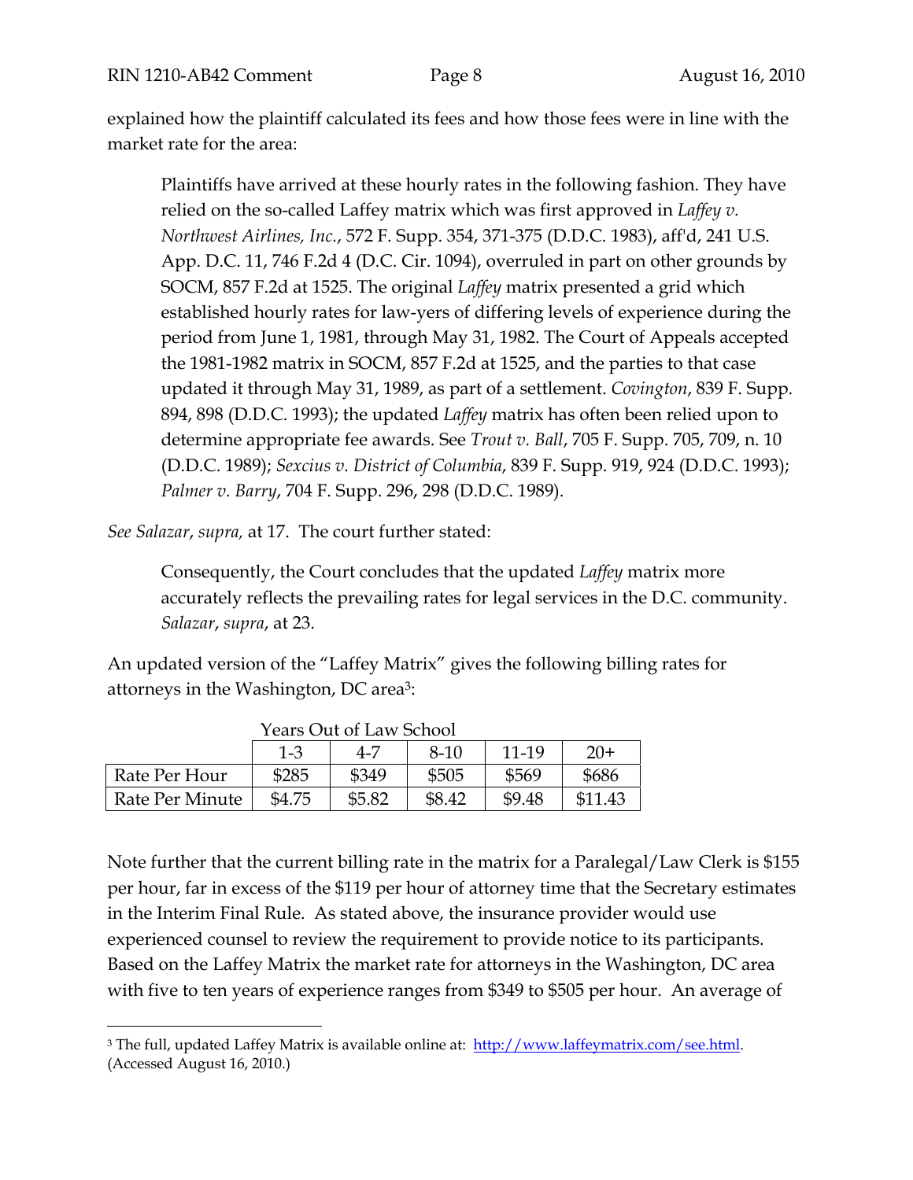explained how the plaintiff calculated its fees and how those fees were in line with the market rate for the area:

> Plaintiffs have arrived at these hourly rates in the following fashion. They have relied on the so-called Laffey matrix which was first approved in *Laffey v. Northwest Airlines, Inc.*, 572 F. Supp. 354, 371-375 (D.D.C. 1983), aff'd, 241 U.S. App. D.C. 11, 746 F.2d 4 (D.C. Cir. 1094), overruled in part on other grounds by SOCM, 857 F.2d at 1525. The original *Laffey* matrix presented a grid which established hourly rates for law-yers of differing levels of experience during the period from June 1, 1981, through May 31, 1982. The Court of Appeals accepted the 1981-1982 matrix in SOCM, 857 F.2d at 1525, and the parties to that case updated it through May 31, 1989, as part of a settlement. *Covington*, 839 F. Supp. 894, 898 (D.D.C. 1993); the updated *Laffey* matrix has often been relied upon to determine appropriate fee awards. See *Trout v. Ball*, 705 F. Supp. 705, 709, n. 10 (D.D.C. 1989); *Sexcius v. District of Columbia*, 839 F. Supp. 919, 924 (D.D.C. 1993); *Palmer v. Barry*, 704 F. Supp. 296, 298 (D.D.C. 1989).

*See Salazar*, *supra,* at 17. The court further stated:

> Consequently, the Court concludes that the updated *Laffey* matrix more accurately reflects the prevailing rates for legal services in the D.C. community. *Salazar*, *supra*, at 23.

An updated version of the "Laffey Matrix" gives the following billing rates for attorneys in the Washington, DC area[3]:

| | Years Out of Law School | | | | |
|---|---|---|---|---|---|
| | 1-3 | 4-7 | 8-10 | 11-19 | 20+ |
| Rate Per Hour | $285 | $349 | $505 | $569 | $686 |
| Rate Per Minute | $4.75 | $5.82 | $8.42 | $9.48 | $11.43 |

Note further that the current billing rate in the matrix for a Paralegal/Law Clerk is $155 per hour, far in excess of the $119 per hour of attorney time that the Secretary estimates in the Interim Final Rule. As stated above, the insurance provider would use experienced counsel to review the requirement to provide notice to its participants. Based on the Laffey Matrix the market rate for attorneys in the Washington, DC area with five to ten years of experience ranges from $349 to $505 per hour. An average of

[3] The full, updated Laffey Matrix is available online at: http://www.laffeymatrix.com/see.html. (Accessed August 16, 2010.)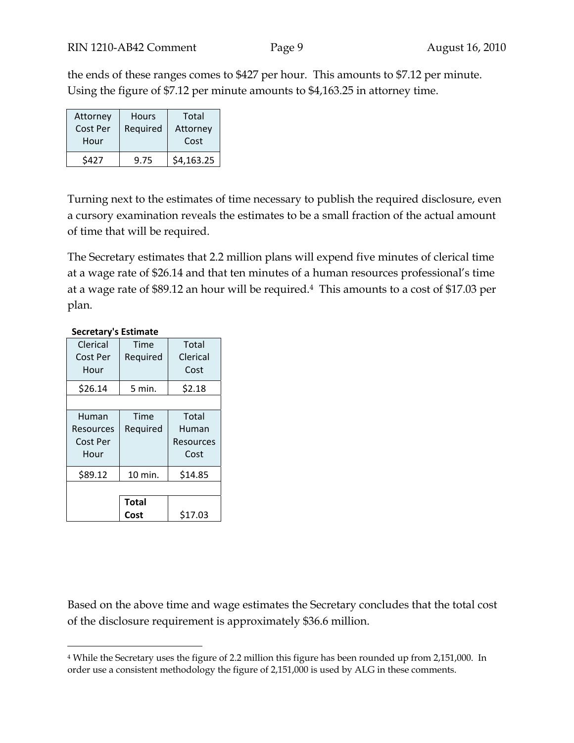the ends of these ranges comes to $427 per hour. This amounts to $7.12 per minute. Using the figure of $7.12 per minute amounts to $4,163.25 in attorney time.

| Attorney Cost Per Hour | Hours Required | Total Attorney Cost |
|---|---|---|
| $427 | 9.75 | $4,163.25 |

Turning next to the estimates of time necessary to publish the required disclosure, even a cursory examination reveals the estimates to be a small fraction of the actual amount of time that will be required.

The Secretary estimates that 2.2 million plans will expend five minutes of clerical time at a wage rate of $26.14 and that ten minutes of a human resources professional's time at a wage rate of $89.12 an hour will be required.[4] This amounts to a cost of $17.03 per plan.

**Secretary's Estimate**

| Clerical Cost Per Hour | Time Required | Total Clerical Cost |
|---|---|---|
| $26.14 | 5 min. | $2.18 |
| | | |
| **Human Resources Cost Per Hour** | **Time Required** | **Total Human Resources Cost** |
| $89.12 | 10 min. | $14.85 |
| | | |
| | **Total Cost** | $17.03 |

Based on the above time and wage estimates the Secretary concludes that the total cost of the disclosure requirement is approximately $36.6 million.

[4] While the Secretary uses the figure of 2.2 million this figure has been rounded up from 2,151,000. In order use a consistent methodology the figure of 2,151,000 is used by ALG in these comments.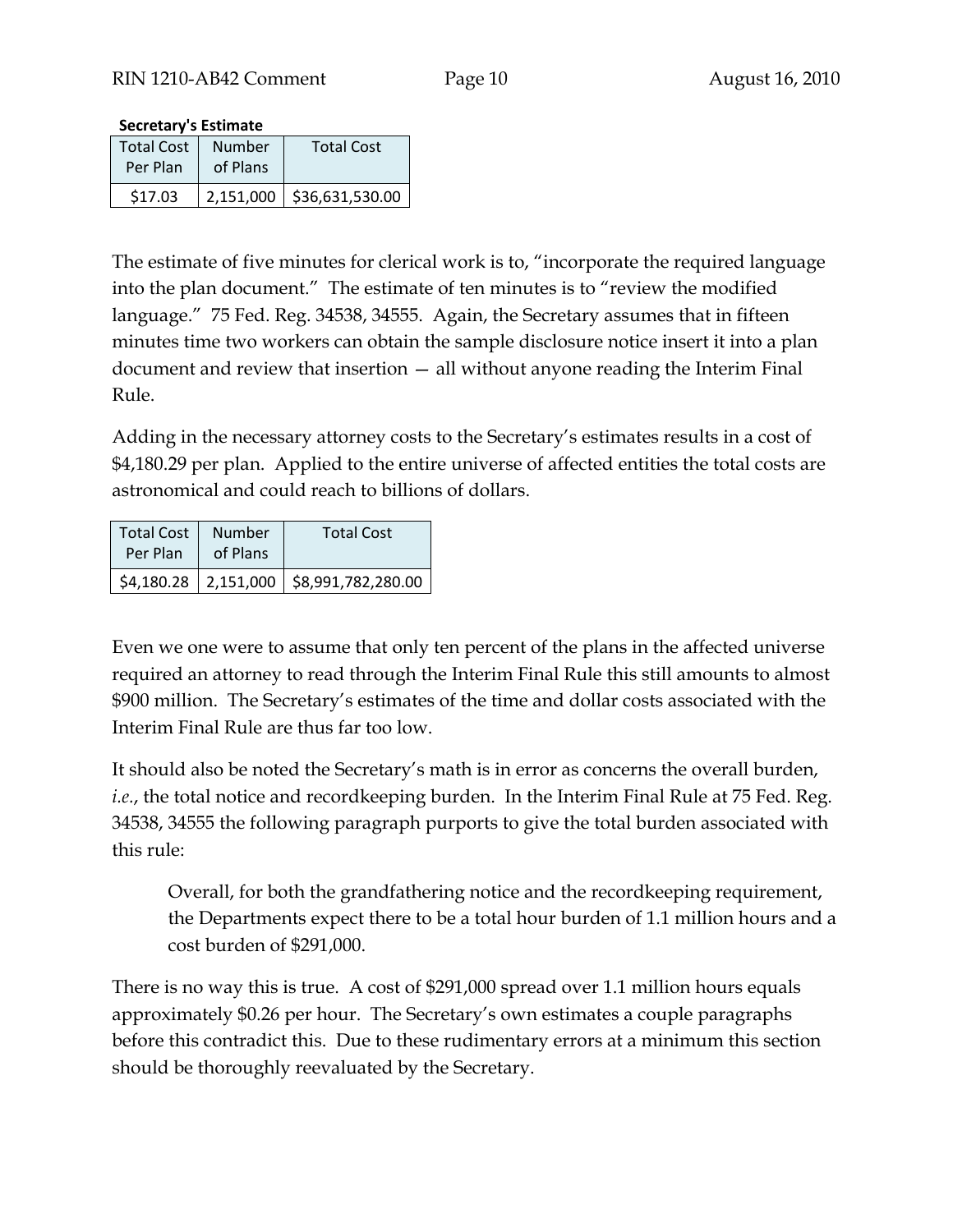**Secretary's Estimate**

| Total Cost Per Plan | Number of Plans | Total Cost |
|---|---|---|
| $17.03 | 2,151,000 | $36,631,530.00 |

The estimate of five minutes for clerical work is to, "incorporate the required language into the plan document." The estimate of ten minutes is to "review the modified language." 75 Fed. Reg. 34538, 34555. Again, the Secretary assumes that in fifteen minutes time two workers can obtain the sample disclosure notice insert it into a plan document and review that insertion — all without anyone reading the Interim Final Rule.

Adding in the necessary attorney costs to the Secretary's estimates results in a cost of $4,180.29 per plan. Applied to the entire universe of affected entities the total costs are astronomical and could reach to billions of dollars.

| Total Cost Per Plan | Number of Plans | Total Cost |
|---|---|---|
| $4,180.28 | 2,151,000 | $8,991,782,280.00 |

Even we one were to assume that only ten percent of the plans in the affected universe required an attorney to read through the Interim Final Rule this still amounts to almost $900 million. The Secretary's estimates of the time and dollar costs associated with the Interim Final Rule are thus far too low.

It should also be noted the Secretary's math is in error as concerns the overall burden, *i.e.*, the total notice and recordkeeping burden. In the Interim Final Rule at 75 Fed. Reg. 34538, 34555 the following paragraph purports to give the total burden associated with this rule:

> Overall, for both the grandfathering notice and the recordkeeping requirement, the Departments expect there to be a total hour burden of 1.1 million hours and a cost burden of $291,000.

There is no way this is true. A cost of $291,000 spread over 1.1 million hours equals approximately $0.26 per hour. The Secretary's own estimates a couple paragraphs before this contradict this. Due to these rudimentary errors at a minimum this section should be thoroughly reevaluated by the Secretary.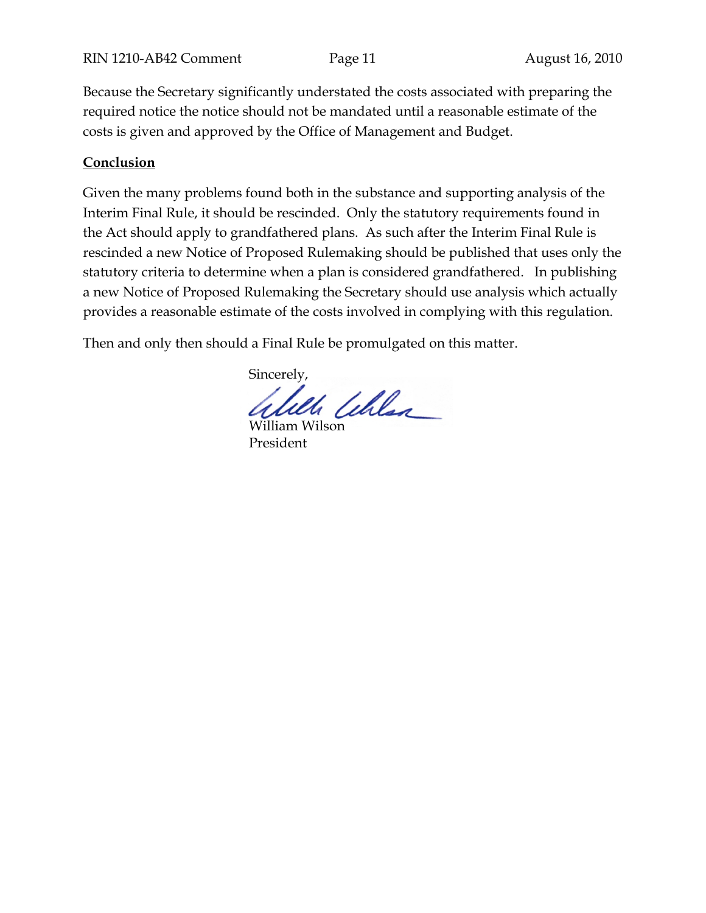Because the Secretary significantly understated the costs associated with preparing the required notice the notice should not be mandated until a reasonable estimate of the costs is given and approved by the Office of Management and Budget.

**Conclusion**

Given the many problems found both in the substance and supporting analysis of the Interim Final Rule, it should be rescinded. Only the statutory requirements found in the Act should apply to grandfathered plans. As such after the Interim Final Rule is rescinded a new Notice of Proposed Rulemaking should be published that uses only the statutory criteria to determine when a plan is considered grandfathered. In publishing a new Notice of Proposed Rulemaking the Secretary should use analysis which actually provides a reasonable estimate of the costs involved in complying with this regulation.

Then and only then should a Final Rule be promulgated on this matter.

Sincerely,

William Wilson
President